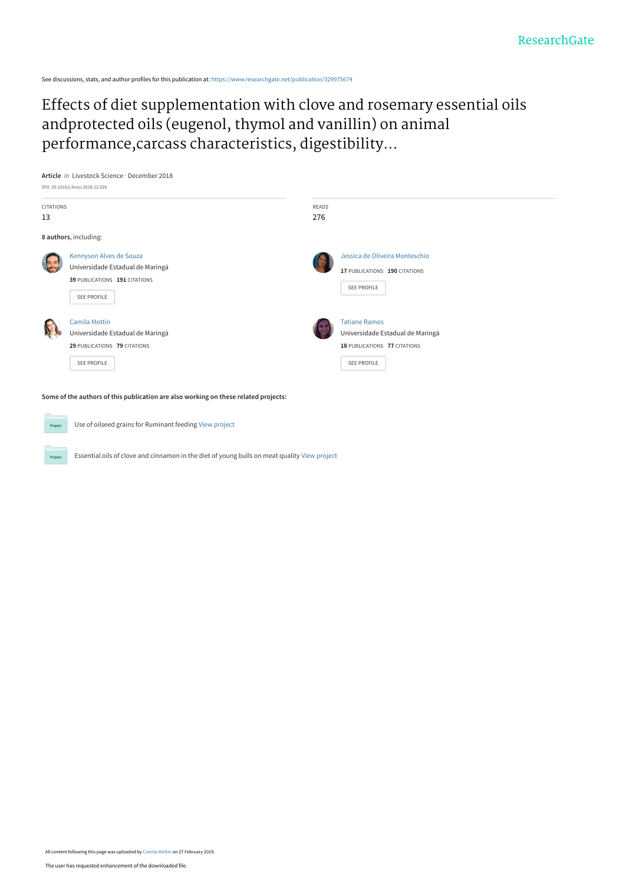See discussions, stats, and author profiles for this publication at: https://www.researchgate.net/publication/329975674

# Effects of diet supplementation with clove and rosemary essential oils andprotected oils (eugenol, thymol and vanillin) on animal performance,carcass characteristics, digestibility...

**Article** *in* Livestock Science · December 2018

DOI: 10.1016/j.livsci.2018.12.026

CITATIONS
13

READS
276

**8 authors**, including:

Kennyson Alves de Souza
Universidade Estadual de Maringá
**39** PUBLICATIONS **191** CITATIONS

SEE PROFILE

Jessica de Oliveira Monteschio
**17** PUBLICATIONS **190** CITATIONS

SEE PROFILE

Camila Mottin
Universidade Estadual de Maringá
**29** PUBLICATIONS **79** CITATIONS

SEE PROFILE

Tatiane Ramos
Universidade Estadual de Maringá
**18** PUBLICATIONS **77** CITATIONS

SEE PROFILE

**Some of the authors of this publication are also working on these related projects:**

Use of oilseed grains for Ruminant feeding View project

Essential oils of clove and cinnamon in the diet of young bulls on meat quality View project

All content following this page was uploaded by Camila Mottin on 27 February 2019.

The user has requested enhancement of the downloaded file.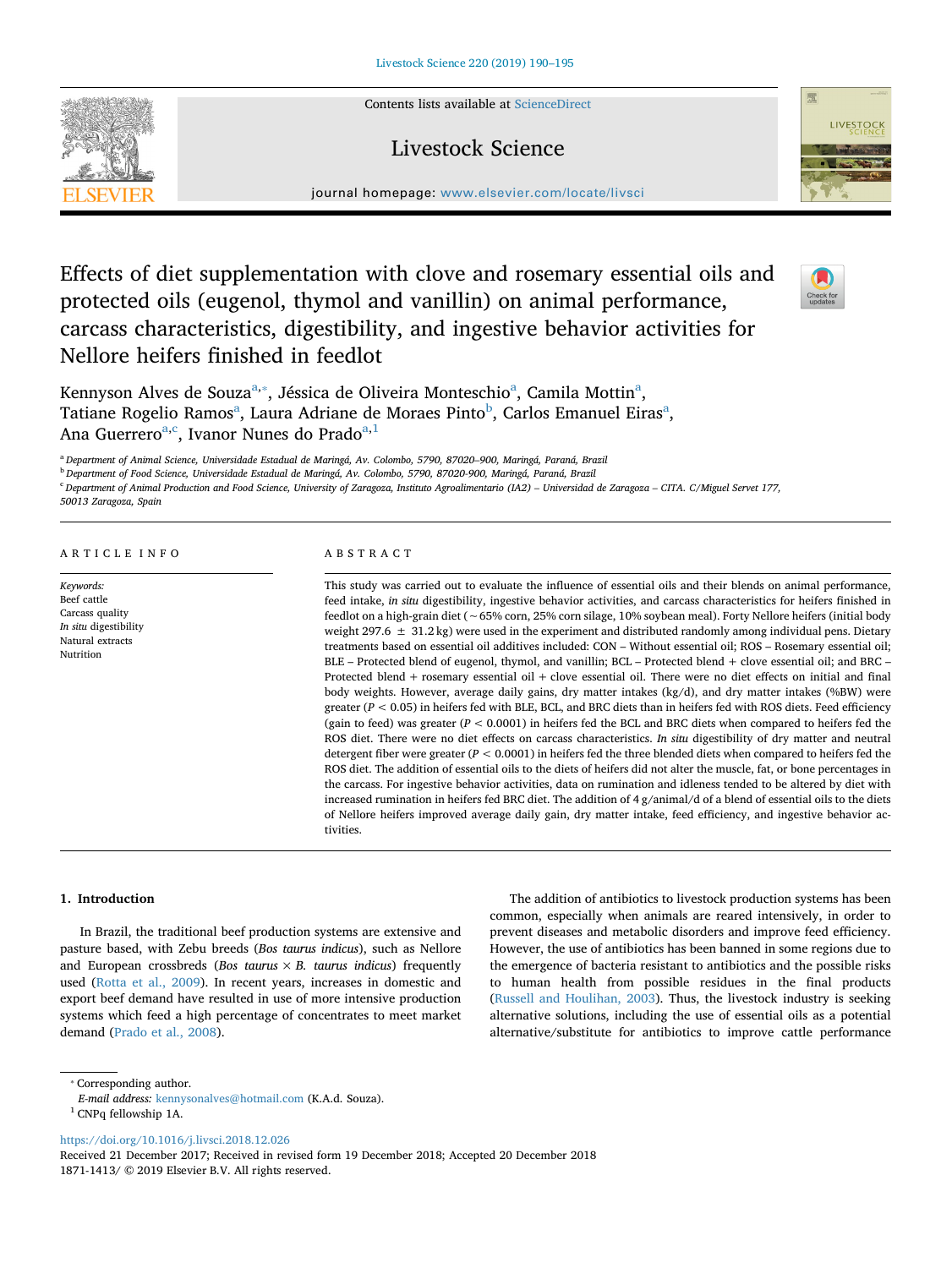# Effects of diet supplementation with clove and rosemary essential oils and protected oils (eugenol, thymol and vanillin) on animal performance, carcass characteristics, digestibility, and ingestive behavior activities for Nellore heifers finished in feedlot

Kennyson Alves de Souza[a,*], Jéssica de Oliveira Monteschio[a], Camila Mottin[a], Tatiane Rogelio Ramos[a], Laura Adriane de Moraes Pinto[b], Carlos Emanuel Eiras[a], Ana Guerrero[a,c], Ivanor Nunes do Prado[a,1]

[a] Department of Animal Science, Universidade Estadual de Maringá, Av. Colombo, 5790, 87020-900, Maringá, Paraná, Brazil

[b] Department of Food Science, Universidade Estadual de Maringá, Av. Colombo, 5790, 87020-900, Maringá, Paraná, Brazil

[c] Department of Animal Production and Food Science, University of Zaragoza, Instituto Agroalimentario (IA2) – Universidad de Zaragoza – CITA. C/Miguel Servet 177, 50013 Zaragoza, Spain

## ARTICLE INFO

*Keywords:*
Beef cattle
Carcass quality
*In situ* digestibility
Natural extracts
Nutrition

## ABSTRACT

This study was carried out to evaluate the influence of essential oils and their blends on animal performance, feed intake, *in situ* digestibility, ingestive behavior activities, and carcass characteristics for heifers finished in feedlot on a high-grain diet (~65% corn, 25% corn silage, 10% soybean meal). Forty Nellore heifers (initial body weight 297.6 ± 31.2 kg) were used in the experiment and distributed randomly among individual pens. Dietary treatments based on essential oil additives included: CON – Without essential oil; ROS – Rosemary essential oil; BLE – Protected blend of eugenol, thymol, and vanillin; BCL – Protected blend + clove essential oil; and BRC – Protected blend + rosemary essential oil + clove essential oil. There were no diet effects on initial and final body weights. However, average daily gains, dry matter intakes (kg/d), and dry matter intakes (%BW) were greater ($P < 0.05$) in heifers fed with BLE, BCL, and BRC diets than in heifers fed with ROS diets. Feed efficiency (gain to feed) was greater ($P < 0.0001$) in heifers fed the BCL and BRC diets when compared to heifers fed the ROS diet. There were no diet effects on carcass characteristics. *In situ* digestibility of dry matter and neutral detergent fiber were greater ($P < 0.0001$) in heifers fed the three blended diets when compared to heifers fed the ROS diet. The addition of essential oils to the diets of heifers did not alter the muscle, fat, or bone percentages in the carcass. For ingestive behavior activities, data on rumination and idleness tended to be altered by diet with increased rumination in heifers fed BRC diet. The addition of 4 g/animal/d of a blend of essential oils to the diets of Nellore heifers improved average daily gain, dry matter intake, feed efficiency, and ingestive behavior activities.

## 1. Introduction

In Brazil, the traditional beef production systems are extensive and pasture based, with Zebu breeds (*Bos taurus indicus*), such as Nellore and European crossbreds (*Bos taurus* × *B. taurus indicus*) frequently used (Rotta et al., 2009). In recent years, increases in domestic and export beef demand have resulted in use of more intensive production systems which feed a high percentage of concentrates to meet market demand (Prado et al., 2008).

The addition of antibiotics to livestock production systems has been common, especially when animals are reared intensively, in order to prevent diseases and metabolic disorders and improve feed efficiency. However, the use of antibiotics has been banned in some regions due to the emergence of bacteria resistant to antibiotics and the possible risks to human health from possible residues in the final products (Russell and Houlihan, 2003). Thus, the livestock industry is seeking alternative solutions, including the use of essential oils as a potential alternative/substitute for antibiotics to improve cattle performance

* Corresponding author.
*E-mail address:* kennysonalves@hotmail.com (K.A.d. Souza).
[1] CNPq fellowship 1A.

https://doi.org/10.1016/j.livsci.2018.12.026
Received 21 December 2017; Received in revised form 19 December 2018; Accepted 20 December 2018
1871-1413/ © 2019 Elsevier B.V. All rights reserved.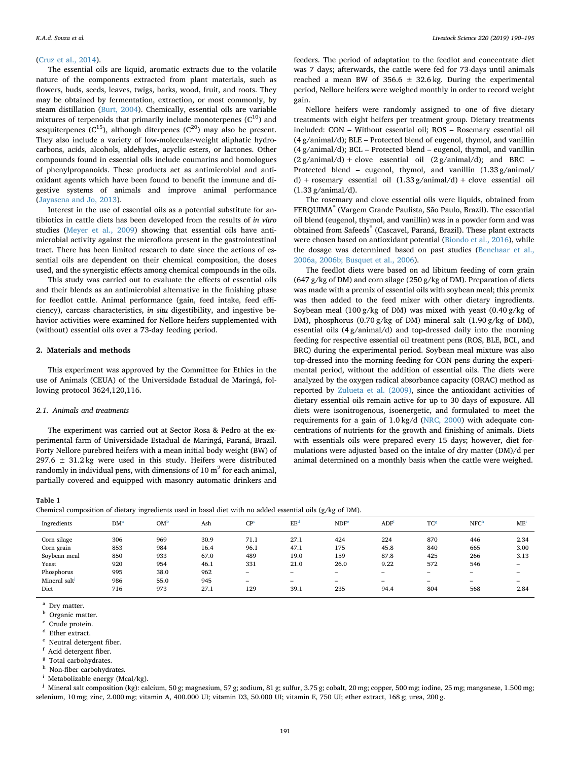(Cruz et al., 2014).

The essential oils are liquid, aromatic extracts due to the volatile nature of the components extracted from plant materials, such as flowers, buds, seeds, leaves, twigs, barks, wood, fruit, and roots. They may be obtained by fermentation, extraction, or most commonly, by steam distillation (Burt, 2004). Chemically, essential oils are variable mixtures of terpenoids that primarily include monoterpenes ($C^{10}$) and sesquiterpenes ($C^{15}$), although diterpenes ($C^{20}$) may also be present. They also include a variety of low-molecular-weight aliphatic hydrocarbons, acids, alcohols, aldehydes, acyclic esters, or lactones. Other compounds found in essential oils include coumarins and homologues of phenylpropanoids. These products act as antimicrobial and antioxidant agents which have been found to benefit the immune and digestive systems of animals and improve animal performance (Jayasena and Jo, 2013).

Interest in the use of essential oils as a potential substitute for antibiotics in cattle diets has been developed from the results of *in vitro* studies (Meyer et al., 2009) showing that essential oils have antimicrobial activity against the microflora present in the gastrointestinal tract. There has been limited research to date since the actions of essential oils are dependent on their chemical composition, the doses used, and the synergistic effects among chemical compounds in the oils.

This study was carried out to evaluate the effects of essential oils and their blends as an antimicrobial alternative in the finishing phase for feedlot cattle. Animal performance (gain, feed intake, feed efficiency), carcass characteristics, *in situ* digestibility, and ingestive behavior activities were examined for Nellore heifers supplemented with (without) essential oils over a 73-day feeding period.

## 2. Materials and methods

This experiment was approved by the Committee for Ethics in the use of Animals (CEUA) of the Universidade Estadual de Maringá, following protocol 3624,120,116.

### 2.1. Animals and treatments

The experiment was carried out at Sector Rosa & Pedro at the experimental farm of Universidade Estadual de Maringá, Paraná, Brazil. Forty Nellore purebred heifers with a mean initial body weight (BW) of 297.6 ± 31.2 kg were used in this study. Heifers were distributed randomly in individual pens, with dimensions of 10 $m^2$ for each animal, partially covered and equipped with masonry automatic drinkers and feeders. The period of adaptation to the feedlot and concentrate diet was 7 days; afterwards, the cattle were fed for 73-days until animals reached a mean BW of 356.6 ± 32.6 kg. During the experimental period, Nellore heifers were weighed monthly in order to record weight gain.

Nellore heifers were randomly assigned to one of five dietary treatments with eight heifers per treatment group. Dietary treatments included: CON – Without essential oil; ROS – Rosemary essential oil (4 g/animal/d); BLE – Protected blend of eugenol, thymol, and vanillin (4 g/animal/d); BCL – Protected blend – eugenol, thymol, and vanillin (2 g/animal/d) + clove essential oil (2 g/animal/d); and BRC – Protected blend – eugenol, thymol, and vanillin (1.33 g/animal/d) + rosemary essential oil (1.33 g/animal/d) + clove essential oil (1.33 g/animal/d).

The rosemary and clove essential oils were liquids, obtained from FERQUIMA® (Vargem Grande Paulista, São Paulo, Brazil). The essential oil blend (eugenol, thymol, and vanillin) was in a powder form and was obtained from Safeeds® (Cascavel, Paraná, Brazil). These plant extracts were chosen based on antioxidant potential (Biondo et al., 2016), while the dosage was determined based on past studies (Benchaar et al., 2006a, 2006b; Busquet et al., 2006).

The feedlot diets were based on ad libitum feeding of corn grain (647 g/kg of DM) and corn silage (250 g/kg of DM). Preparation of diets was made with a premix of essential oils with soybean meal; this premix was then added to the feed mixer with other dietary ingredients. Soybean meal (100 g/kg of DM) was mixed with yeast (0.40 g/kg of DM), phosphorus (0.70 g/kg of DM) mineral salt (1.90 g/kg of DM), essential oils (4 g/animal/d) and top-dressed daily into the morning feeding for respective essential oil treatment pens (ROS, BLE, BCL, and BRC) during the experimental period. Soybean meal mixture was also top-dressed into the morning feeding for CON pens during the experimental period, without the addition of essential oils. The diets were analyzed by the oxygen radical absorbance capacity (ORAC) method as reported by Zulueta et al. (2009), since the antioxidant activities of dietary essential oils remain active for up to 30 days of exposure. All diets were isonitrogenous, isoenergetic, and formulated to meet the requirements for a gain of 1.0 kg/d (NRC, 2000) with adequate concentrations of nutrients for the growth and finishing of animals. Diets with essentials oils were prepared every 15 days; however, diet formulations were adjusted based on the intake of dry matter (DM)/d per animal determined on a monthly basis when the cattle were weighed.

**Table 1**
Chemical composition of dietary ingredients used in basal diet with no added essential oils (g/kg of DM).

| Ingredients | DM[a] | OM[b] | Ash | CP[c] | EE[d] | NDF[e] | ADF[f] | TC[g] | NFC[h] | ME[i] |
|---|---|---|---|---|---|---|---|---|---|---|
| Corn silage | 306 | 969 | 30.9 | 71.1 | 27.1 | 424 | 224 | 870 | 446 | 2.34 |
| Corn grain | 853 | 984 | 16.4 | 96.1 | 47.1 | 175 | 45.8 | 840 | 665 | 3.00 |
| Soybean meal | 850 | 933 | 67.0 | 489 | 19.0 | 159 | 87.8 | 425 | 266 | 3.13 |
| Yeast | 920 | 954 | 46.1 | 331 | 21.0 | 26.0 | 9.22 | 572 | 546 | – |
| Phosphorus | 995 | 38.0 | 962 | – | – | – | – | – | – | – |
| Mineral salt[j] | 986 | 55.0 | 945 | – | – | – | – | – | – | – |
| Diet | 716 | 973 | 27.1 | 129 | 39.1 | 235 | 94.4 | 804 | 568 | 2.84 |

[a] Dry matter.
[b] Organic matter.
[c] Crude protein.
[d] Ether extract.
[e] Neutral detergent fiber.
[f] Acid detergent fiber.
[g] Total carbohydrates.
[h] Non-fiber carbohydrates.
[i] Metabolizable energy (Mcal/kg).
[j] Mineral salt composition (kg): calcium, 50 g; magnesium, 57 g; sodium, 81 g; sulfur, 3.75 g; cobalt, 20 mg; copper, 500 mg; iodine, 25 mg; manganese, 1.500 mg; selenium, 10 mg; zinc, 2.000 mg; vitamin A, 400.000 UI; vitamin D3, 50.000 UI; vitamin E, 750 UI; ether extract, 168 g; urea, 200 g.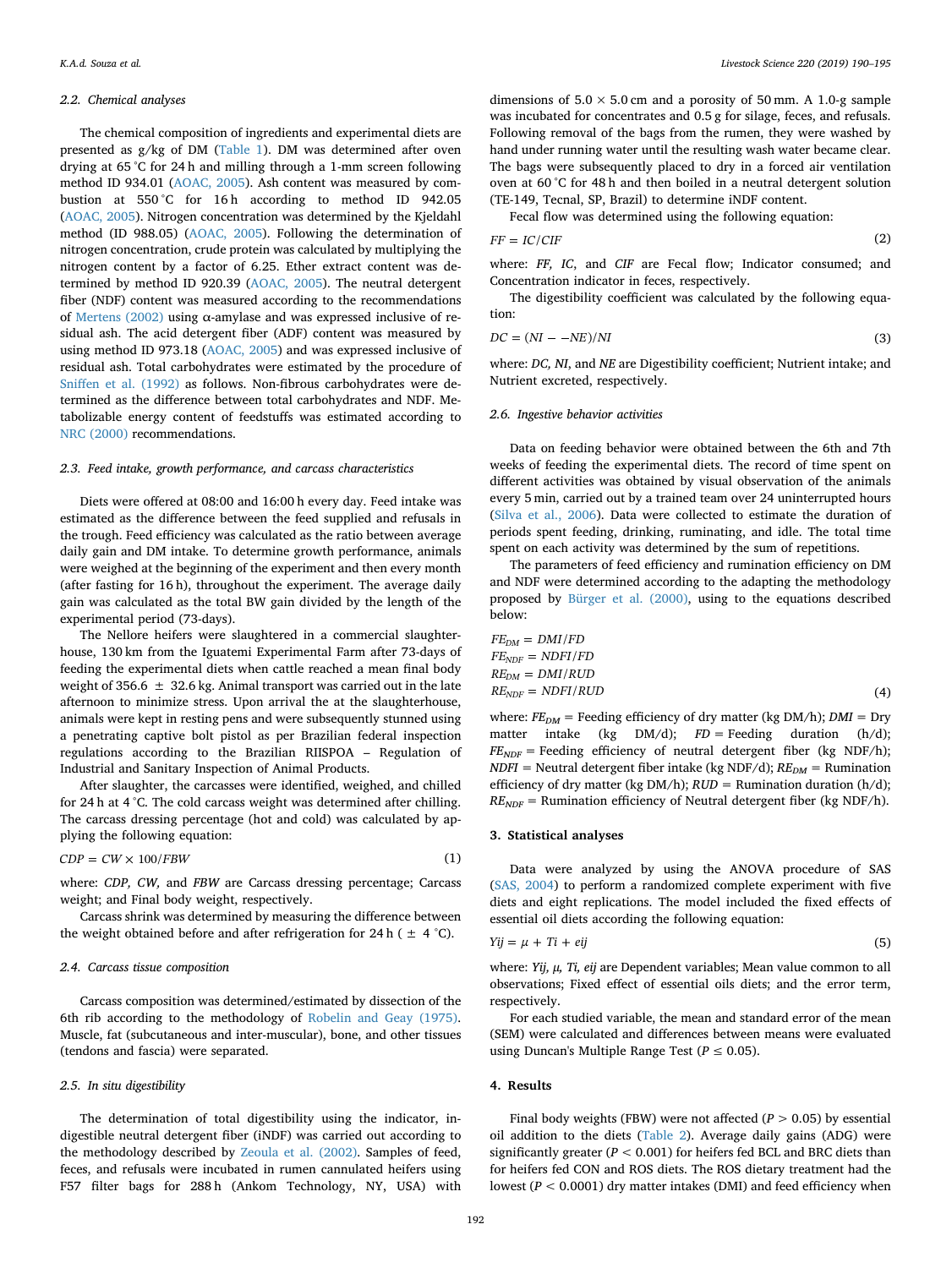### 2.2. Chemical analyses

The chemical composition of ingredients and experimental diets are presented as g/kg of DM (Table 1). DM was determined after oven drying at 65 °C for 24 h and milling through a 1-mm screen following method ID 934.01 (AOAC, 2005). Ash content was measured by combustion at 550 °C for 16 h according to method ID 942.05 (AOAC, 2005). Nitrogen concentration was determined by the Kjeldahl method (ID 988.05) (AOAC, 2005). Following the determination of nitrogen concentration, crude protein was calculated by multiplying the nitrogen content by a factor of 6.25. Ether extract content was determined by method ID 920.39 (AOAC, 2005). The neutral detergent fiber (NDF) content was measured according to the recommendations of Mertens (2002) using α-amylase and was expressed inclusive of residual ash. The acid detergent fiber (ADF) content was measured by using method ID 973.18 (AOAC, 2005) and was expressed inclusive of residual ash. Total carbohydrates were estimated by the procedure of Sniffen et al. (1992) as follows. Non-fibrous carbohydrates were determined as the difference between total carbohydrates and NDF. Metabolizable energy content of feedstuffs was estimated according to NRC (2000) recommendations.

### 2.3. Feed intake, growth performance, and carcass characteristics

Diets were offered at 08:00 and 16:00 h every day. Feed intake was estimated as the difference between the feed supplied and refusals in the trough. Feed efficiency was calculated as the ratio between average daily gain and DM intake. To determine growth performance, animals were weighed at the beginning of the experiment and then every month (after fasting for 16 h), throughout the experiment. The average daily gain was calculated as the total BW gain divided by the length of the experimental period (73-days).

The Nellore heifers were slaughtered in a commercial slaughterhouse, 130 km from the Iguatemi Experimental Farm after 73-days of feeding the experimental diets when cattle reached a mean final body weight of 356.6 ± 32.6 kg. Animal transport was carried out in the late afternoon to minimize stress. Upon arrival the at the slaughterhouse, animals were kept in resting pens and were subsequently stunned using a penetrating captive bolt pistol as per Brazilian federal inspection regulations according to the Brazilian RIISPOA – Regulation of Industrial and Sanitary Inspection of Animal Products.

After slaughter, the carcasses were identified, weighed, and chilled for 24 h at 4 °C. The cold carcass weight was determined after chilling. The carcass dressing percentage (hot and cold) was calculated by applying the following equation:

$$CDP = CW \times 100/FBW \tag{1}$$

where: *CDP, CW,* and *FBW* are Carcass dressing percentage; Carcass weight; and Final body weight, respectively.

Carcass shrink was determined by measuring the difference between the weight obtained before and after refrigeration for 24 h ( ± 4 °C).

### 2.4. Carcass tissue composition

Carcass composition was determined/estimated by dissection of the 6th rib according to the methodology of Robelin and Geay (1975). Muscle, fat (subcutaneous and inter-muscular), bone, and other tissues (tendons and fascia) were separated.

### 2.5. In situ digestibility

The determination of total digestibility using the indicator, indigestible neutral detergent fiber (iNDF) was carried out according to the methodology described by Zeoula et al. (2002). Samples of feed, feces, and refusals were incubated in rumen cannulated heifers using F57 filter bags for 288 h (Ankom Technology, NY, USA) with dimensions of 5.0 × 5.0 cm and a porosity of 50 mm. A 1.0-g sample was incubated for concentrates and 0.5 g for silage, feces, and refusals. Following removal of the bags from the rumen, they were washed by hand under running water until the resulting wash water became clear. The bags were subsequently placed to dry in a forced air ventilation oven at 60 °C for 48 h and then boiled in a neutral detergent solution (TE-149, Tecnal, SP, Brazil) to determine iNDF content.

Fecal flow was determined using the following equation:

$$FF = IC/CIF \tag{2}$$

where: *FF, IC,* and *CIF* are Fecal flow; Indicator consumed; and Concentration indicator in feces, respectively.

The digestibility coefficient was calculated by the following equation:

$$DC = (NI - -NE)/NI \tag{3}$$

where: *DC, NI,* and *NE* are Digestibility coefficient; Nutrient intake; and Nutrient excreted, respectively.

### 2.6. Ingestive behavior activities

Data on feeding behavior were obtained between the 6th and 7th weeks of feeding the experimental diets. The record of time spent on different activities was obtained by visual observation of the animals every 5 min, carried out by a trained team over 24 uninterrupted hours (Silva et al., 2006). Data were collected to estimate the duration of periods spent feeding, drinking, ruminating, and idle. The total time spent on each activity was determined by the sum of repetitions.

The parameters of feed efficiency and rumination efficiency on DM and NDF were determined according to the adapting the methodology proposed by Bürger et al. (2000), using to the equations described below:

$$\begin{aligned} FE_{DM} &= DMI/FD \\ FE_{NDF} &= NDFI/FD \\ RE_{DM} &= DMI/RUD \\ RE_{NDF} &= NDFI/RUD \end{aligned} \tag{4}$$

where: $FE_{DM}$ = Feeding efficiency of dry matter (kg DM/h); $DMI$ = Dry matter intake (kg DM/d); $FD$ = Feeding duration (h/d); $FE_{NDF}$ = Feeding efficiency of neutral detergent fiber (kg NDF/h); $NDFI$ = Neutral detergent fiber intake (kg NDF/d); $RE_{DM}$ = Rumination efficiency of dry matter (kg DM/h); $RUD$ = Rumination duration (h/d); $RE_{NDF}$ = Rumination efficiency of Neutral detergent fiber (kg NDF/h).

## 3. Statistical analyses

Data were analyzed by using the ANOVA procedure of SAS (SAS, 2004) to perform a randomized complete experiment with five diets and eight replications. The model included the fixed effects of essential oil diets according the following equation:

$$Yij = \mu + Ti + eij \tag{5}$$

where: *Yij, μ, Ti, eij* are Dependent variables; Mean value common to all observations; Fixed effect of essential oils diets; and the error term, respectively.

For each studied variable, the mean and standard error of the mean (SEM) were calculated and differences between means were evaluated using Duncan's Multiple Range Test ($P \leq 0.05$).

## 4. Results

Final body weights (FBW) were not affected ($P > 0.05$) by essential oil addition to the diets (Table 2). Average daily gains (ADG) were significantly greater ($P < 0.001$) for heifers fed BCL and BRC diets than for heifers fed CON and ROS diets. The ROS dietary treatment had the lowest ($P < 0.0001$) dry matter intakes (DMI) and feed efficiency when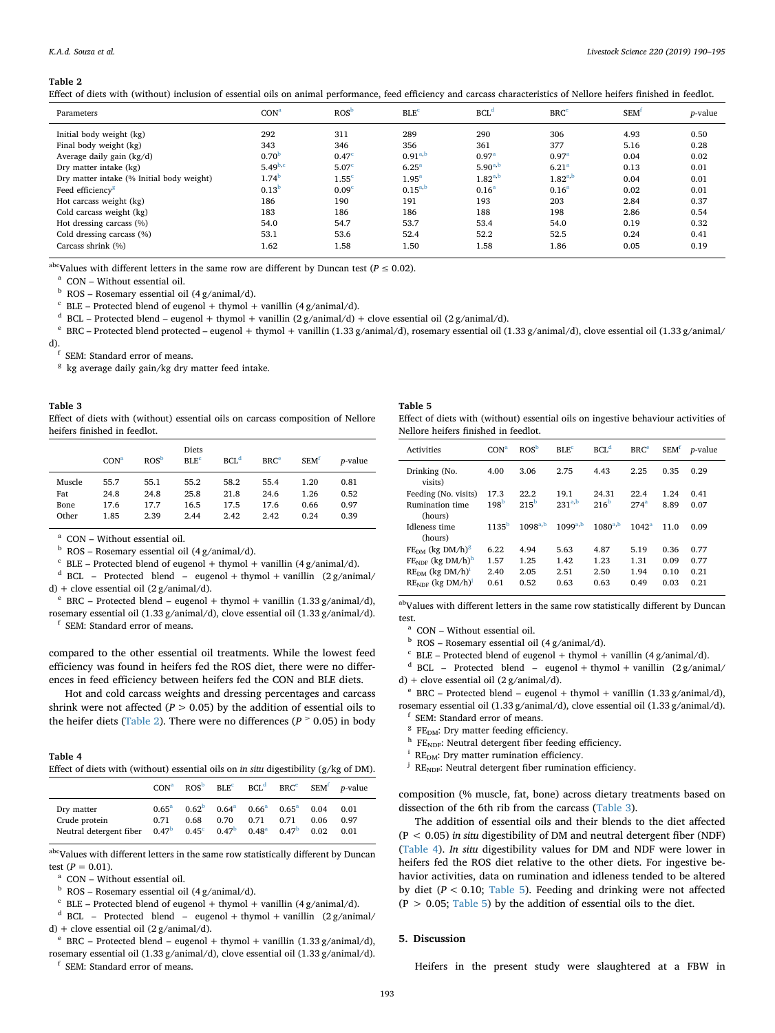**Table 2**
Effect of diets with (without) inclusion of essential oils on animal performance, feed efficiency and carcass characteristics of Nellore heifers finished in feedlot.

| Parameters | CON[a] | ROS[b] | BLE[c] | BCL[d] | BRC[e] | SEM[f] | *p*-value |
|---|---|---|---|---|---|---|---|
| Initial body weight (kg) | 292 | 311 | 289 | 290 | 306 | 4.93 | 0.50 |
| Final body weight (kg) | 343 | 346 | 356 | 361 | 377 | 5.16 | 0.28 |
| Average daily gain (kg/d) | 0.70[b] | 0.47[c] | 0.91[a,b] | 0.97[a] | 0.97[a] | 0.04 | 0.02 |
| Dry matter intake (kg) | 5.49[b,c] | 5.07[c] | 6.25[a] | 5.90[a,b] | 6.21[a] | 0.13 | 0.01 |
| Dry matter intake (% Initial body weight) | 1.74[b] | 1.55[c] | 1.95[a] | 1.82[a,b] | 1.82[a,b] | 0.04 | 0.01 |
| Feed efficiency[g] | 0.13[b] | 0.09[c] | 0.15[a,b] | 0.16[a] | 0.16[a] | 0.02 | 0.01 |
| Hot carcass weight (kg) | 186 | 190 | 191 | 193 | 203 | 2.84 | 0.37 |
| Cold carcass weight (kg) | 183 | 186 | 186 | 188 | 198 | 2.86 | 0.54 |
| Hot dressing carcass (%) | 54.0 | 54.7 | 53.7 | 53.4 | 54.0 | 0.19 | 0.32 |
| Cold dressing carcass (%) | 53.1 | 53.6 | 52.4 | 52.2 | 52.5 | 0.24 | 0.41 |
| Carcass shrink (%) | 1.62 | 1.58 | 1.50 | 1.58 | 1.86 | 0.05 | 0.19 |

[abc]Values with different letters in the same row are different by Duncan test ($P \leq 0.02$).
[a] CON – Without essential oil.
[b] ROS – Rosemary essential oil (4 g/animal/d).
[c] BLE – Protected blend of eugenol + thymol + vanillin (4 g/animal/d).
[d] BCL – Protected blend – eugenol + thymol + vanillin (2 g/animal/d) + clove essential oil (2 g/animal/d).
[e] BRC – Protected blend protected – eugenol + thymol + vanillin (1.33 g/animal/d), rosemary essential oil (1.33 g/animal/d), clove essential oil (1.33 g/animal/d).
[f] SEM: Standard error of means.
[g] kg average daily gain/kg dry matter feed intake.

**Table 3**
Effect of diets with (without) essential oils on carcass composition of Nellore heifers finished in feedlot.

| | CON[a] | ROS[b] | Diets BLE[c] | BCL[d] | BRC[e] | SEM[f] | *p*-value |
|---|---|---|---|---|---|---|---|
| Muscle | 55.7 | 55.1 | 55.2 | 58.2 | 55.4 | 1.20 | 0.81 |
| Fat | 24.8 | 24.8 | 25.8 | 21.8 | 24.6 | 1.26 | 0.52 |
| Bone | 17.6 | 17.7 | 16.5 | 17.5 | 17.6 | 0.66 | 0.97 |
| Other | 1.85 | 2.39 | 2.44 | 2.42 | 2.42 | 0.24 | 0.39 |

[a] CON – Without essential oil.
[b] ROS – Rosemary essential oil (4 g/animal/d).
[c] BLE – Protected blend of eugenol + thymol + vanillin (4 g/animal/d).
[d] BCL – Protected blend – eugenol + thymol + vanillin (2 g/animal/d) + clove essential oil (2 g/animal/d).
[e] BRC – Protected blend – eugenol + thymol + vanillin (1.33 g/animal/d), rosemary essential oil (1.33 g/animal/d), clove essential oil (1.33 g/animal/d).
[f] SEM: Standard error of means.

compared to the other essential oil treatments. While the lowest feed efficiency was found in heifers fed the ROS diet, there were no differences in feed efficiency between heifers fed the CON and BLE diets.

Hot and cold carcass weights and dressing percentages and carcass shrink were not affected ($P > 0.05$) by the addition of essential oils to the heifer diets (Table 2). There were no differences ($P > 0.05$) in body composition (% muscle, fat, bone) across dietary treatments based on dissection of the 6th rib from the carcass (Table 3).

**Table 4**
Effect of diets with (without) essential oils on *in situ* digestibility (g/kg of DM).

| | CON[a] | ROS[b] | BLE[c] | BCL[d] | BRC[e] | SEM[f] | *p*-value |
|---|---|---|---|---|---|---|---|
| Dry matter | 0.65[a] | 0.62[b] | 0.64[a] | 0.66[a] | 0.65[a] | 0.04 | 0.01 |
| Crude protein | 0.71 | 0.68 | 0.70 | 0.71 | 0.71 | 0.06 | 0.97 |
| Neutral detergent fiber | 0.47[b] | 0.45[c] | 0.47[b] | 0.48[a] | 0.47[b] | 0.02 | 0.01 |

[abc]Values with different letters in the same row statistically different by Duncan test ($P = 0.01$).
[a] CON – Without essential oil.
[b] ROS – Rosemary essential oil (4 g/animal/d).
[c] BLE – Protected blend of eugenol + thymol + vanillin (4 g/animal/d).
[d] BCL – Protected blend – eugenol + thymol + vanillin (2 g/animal/d) + clove essential oil (2 g/animal/d).
[e] BRC – Protected blend – eugenol + thymol + vanillin (1.33 g/animal/d), rosemary essential oil (1.33 g/animal/d), clove essential oil (1.33 g/animal/d).
[f] SEM: Standard error of means.

**Table 5**
Effect of diets with (without) essential oils on ingestive behaviour activities of Nellore heifers finished in feedlot.

| Activities | CON[a] | ROS[b] | BLE[c] | BCL[d] | BRC[e] | SEM[f] | *p*-value |
|---|---|---|---|---|---|---|---|
| Drinking (No. visits) | 4.00 | 3.06 | 2.75 | 4.43 | 2.25 | 0.35 | 0.29 |
| Feeding (No. visits) | 17.3 | 22.2 | 19.1 | 24.31 | 22.4 | 1.24 | 0.41 |
| Rumination time (hours) | 198[b] | 215[b] | 231[a,b] | 216[b] | 274[a] | 8.89 | 0.07 |
| Idleness time (hours) | 1135[b] | 1098[a,b] | 1099[a,b] | 1080[a,b] | 1042[a] | 11.0 | 0.09 |
| $FE_{DM}$ (kg DM/h)[g] | 6.22 | 4.94 | 5.63 | 4.87 | 5.19 | 0.36 | 0.77 |
| $FE_{NDF}$ (kg DM/h)[h] | 1.57 | 1.25 | 1.42 | 1.23 | 1.31 | 0.09 | 0.77 |
| $RE_{DM}$ (kg DM/h)[i] | 2.40 | 2.05 | 2.51 | 2.50 | 1.94 | 0.10 | 0.21 |
| $RE_{NDF}$ (kg DM/h)[j] | 0.61 | 0.52 | 0.63 | 0.63 | 0.49 | 0.03 | 0.21 |

[ab]Values with different letters in the same row statistically different by Duncan test.
[a] CON – Without essential oil.
[b] ROS – Rosemary essential oil (4 g/animal/d).
[c] BLE – Protected blend of eugenol + thymol + vanillin (4 g/animal/d).
[d] BCL – Protected blend – eugenol + thymol + vanillin (2 g/animal/d) + clove essential oil (2 g/animal/d).
[e] BRC – Protected blend – eugenol + thymol + vanillin (1.33 g/animal/d), rosemary essential oil (1.33 g/animal/d), clove essential oil (1.33 g/animal/d).
[f] SEM: Standard error of means.
[g] $FE_{DM}$: Dry matter feeding efficiency.
[h] $FE_{NDF}$: Neutral detergent fiber feeding efficiency.
[i] $RE_{DM}$: Dry matter rumination efficiency.
[j] $RE_{NDF}$: Neutral detergent fiber rumination efficiency.

The addition of essential oils and their blends to the diet affected ($P < 0.05$) *in situ* digestibility of DM and neutral detergent fiber (NDF) (Table 4). *In situ* digestibility values for DM and NDF were lower in heifers fed the ROS diet relative to the other diets. For ingestive behavior activities, data on rumination and idleness tended to be altered by diet ($P < 0.10$; Table 5). Feeding and drinking were not affected ($P > 0.05$; Table 5) by the addition of essential oils to the diet.

## 5. Discussion

Heifers in the present study were slaughtered at a FBW in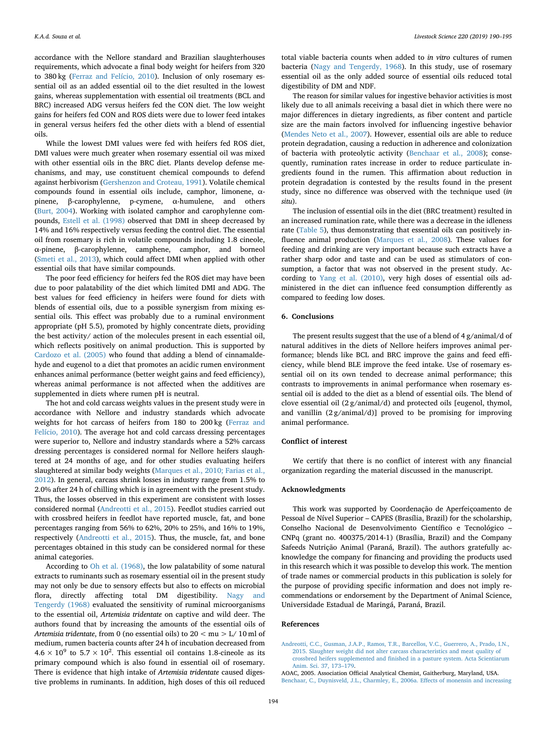accordance with the Nellore standard and Brazilian slaughterhouses requirements, which advocate a final body weight for heifers from 320 to 380 kg (Ferraz and Felício, 2010). Inclusion of only rosemary essential oil as an added essential oil to the diet resulted in the lowest gains, whereas supplementation with essential oil treatments (BCL and BRC) increased ADG versus heifers fed the CON diet. The low weight gains for heifers fed CON and ROS diets were due to lower feed intakes in general versus heifers fed the other diets with a blend of essential oils.

While the lowest DMI values were fed with heifers fed ROS diet, DMI values were much greater when rosemary essential oil was mixed with other essential oils in the BRC diet. Plants develop defense mechanisms, and may, use constituent chemical compounds to defend against herbivorism (Gershenzon and Croteau, 1991). Volatile chemical compounds found in essential oils include, camphor, limonene, α-pinene, β-carophylenne, p-cymene, α-humulene, and others (Burt, 2004). Working with isolated camphor and carophylenne compounds, Estell et al. (1998) observed that DMI in sheep decreased by 14% and 16% respectively versus feeding the control diet. The essential oil from rosemary is rich in volatile compounds including 1.8 cineole, α-pinene, β-carophylenne, camphene, camphor, and borneol (Smeti et al., 2013), which could affect DMI when applied with other essential oils that have similar compounds.

The poor feed efficiency for heifers fed the ROS diet may have been due to poor palatability of the diet which limited DMI and ADG. The best values for feed efficiency in heifers were found for diets with blends of essential oils, due to a possible synergism from mixing essential oils. This effect was probably due to a ruminal environment appropriate (pH 5.5), promoted by highly concentrate diets, providing the best activity/ action of the molecules present in each essential oil, which reflects positively on animal production. This is supported by Cardozo et al. (2005) who found that adding a blend of cinnamaldehyde and eugenol to a diet that promotes an acidic rumen environment enhances animal performance (better weight gains and feed efficiency), whereas animal performance is not affected when the additives are supplemented in diets where rumen pH is neutral.

The hot and cold carcass weights values in the present study were in accordance with Nellore and industry standards which advocate weights for hot carcass of heifers from 180 to 200 kg (Ferraz and Felício, 2010). The average hot and cold carcass dressing percentages were superior to, Nellore and industry standards where a 52% carcass dressing percentages is considered normal for Nellore heifers slaughtered at 24 months of age, and for other studies evaluating heifers slaughtered at similar body weights (Marques et al., 2010; Farias et al., 2012). In general, carcass shrink losses in industry range from 1.5% to 2.0% after 24 h of chilling which is in agreement with the present study. Thus, the losses observed in this experiment are consistent with losses considered normal (Andreotti et al., 2015). Feedlot studies carried out with crossbred heifers in feedlot have reported muscle, fat, and bone percentages ranging from 56% to 62%, 20% to 25%, and 16% to 19%, respectively (Andreotti et al., 2015). Thus, the muscle, fat, and bone percentages obtained in this study can be considered normal for these animal categories.

According to Oh et al. (1968), the low palatability of some natural extracts to ruminants such as rosemary essential oil in the present study may not only be due to sensory effects but also to effects on microbial flora, directly affecting total DM digestibility. Nagy and Tengerdy (1968) evaluated the sensitivity of ruminal microorganisms to the essential oil, *Artemisia tridentate* on captive and wild deer. The authors found that by increasing the amounts of the essential oils of *Artemisia tridentate*, from 0 (no essential oils) to 20 < mu > L/ 10 ml of medium, rumen bacteria counts after 24 h of incubation decreased from $4.6 \times 10^9$ to $5.7 \times 10^2$. This essential oil contains 1.8-cineole as its primary compound which is also found in essential oil of rosemary. There is evidence that high intake of *Artemisia tridentate* caused digestive problems in ruminants. In addition, high doses of this oil reduced total viable bacteria counts when added to *in vitro* cultures of rumen bacteria (Nagy and Tengerdy, 1968). In this study, use of rosemary essential oil as the only added source of essential oils reduced total digestibility of DM and NDF.

The reason for similar values for ingestive behavior activities is most likely due to all animals receiving a basal diet in which there were no major differences in dietary ingredients, as fiber content and particle size are the main factors involved for influencing ingestive behavior (Mendes Neto et al., 2007). However, essential oils are able to reduce protein degradation, causing a reduction in adherence and colonization of bacteria with proteolytic activity (Benchaar et al., 2008); consequently, rumination rates increase in order to reduce particulate ingredients found in the rumen. This affirmation about reduction in protein degradation is contested by the results found in the present study, since no difference was observed with the technique used (*in situ*).

The inclusion of essential oils in the diet (BRC treatment) resulted in an increased rumination rate, while there was a decrease in the idleness rate (Table 5), thus demonstrating that essential oils can positively influence animal production (Marques et al., 2008). These values for feeding and drinking are very important because such extracts have a rather sharp odor and taste and can be used as stimulators of consumption, a factor that was not observed in the present study. According to Yang et al. (2010), very high doses of essential oils administered in the diet can influence feed consumption differently as compared to feeding low doses.

## 6. Conclusions

The present results suggest that the use of a blend of 4 g/animal/d of natural additives in the diets of Nellore heifers improves animal performance; blends like BCL and BRC improve the gains and feed efficiency, while blend BLE improve the feed intake. Use of rosemary essential oil on its own tended to decrease animal performance; this contrasts to improvements in animal performance when rosemary essential oil is added to the diet as a blend of essential oils. The blend of clove essential oil (2 g/animal/d) and protected oils [eugenol, thymol, and vanillin (2 g/animal/d)] proved to be promising for improving animal performance.

## Conflict of interest

We certify that there is no conflict of interest with any financial organization regarding the material discussed in the manuscript.

## Acknowledgments

This work was supported by Coordenação de Aperfeiçoamento de Pessoal de Nível Superior – CAPES (Brasília, Brazil) for the scholarship, Conselho Nacional de Desenvolvimento Científico e Tecnológico – CNPq (grant no. 400375/2014-1) (Brasília, Brazil) and the Company Safeeds Nutrição Animal (Paraná, Brazil). The authors gratefully acknowledge the company for financing and providing the products used in this research which it was possible to develop this work. The mention of trade names or commercial products in this publication is solely for the purpose of providing specific information and does not imply recommendations or endorsement by the Department of Animal Science, Universidade Estadual de Maringá, Paraná, Brazil.

## References

Andreotti, C.C., Gusman, J.A.P., Ramos, T.R., Barcellos, V.C., Guerrero, A., Prado, I.N., 2015. Slaughter weight did not alter carcass characteristics and meat quality of crossbred heifers supplemented and finished in a pasture system. Acta Scientiarum Anim. Sci. 37, 173–179.

AOAC, 2005. Association Official Analytical Chemist, Gaitherburg, Maryland, USA.

Benchaar, C., Duynisveld, J.L., Charmley, E., 2006a. Effects of monensin and increasing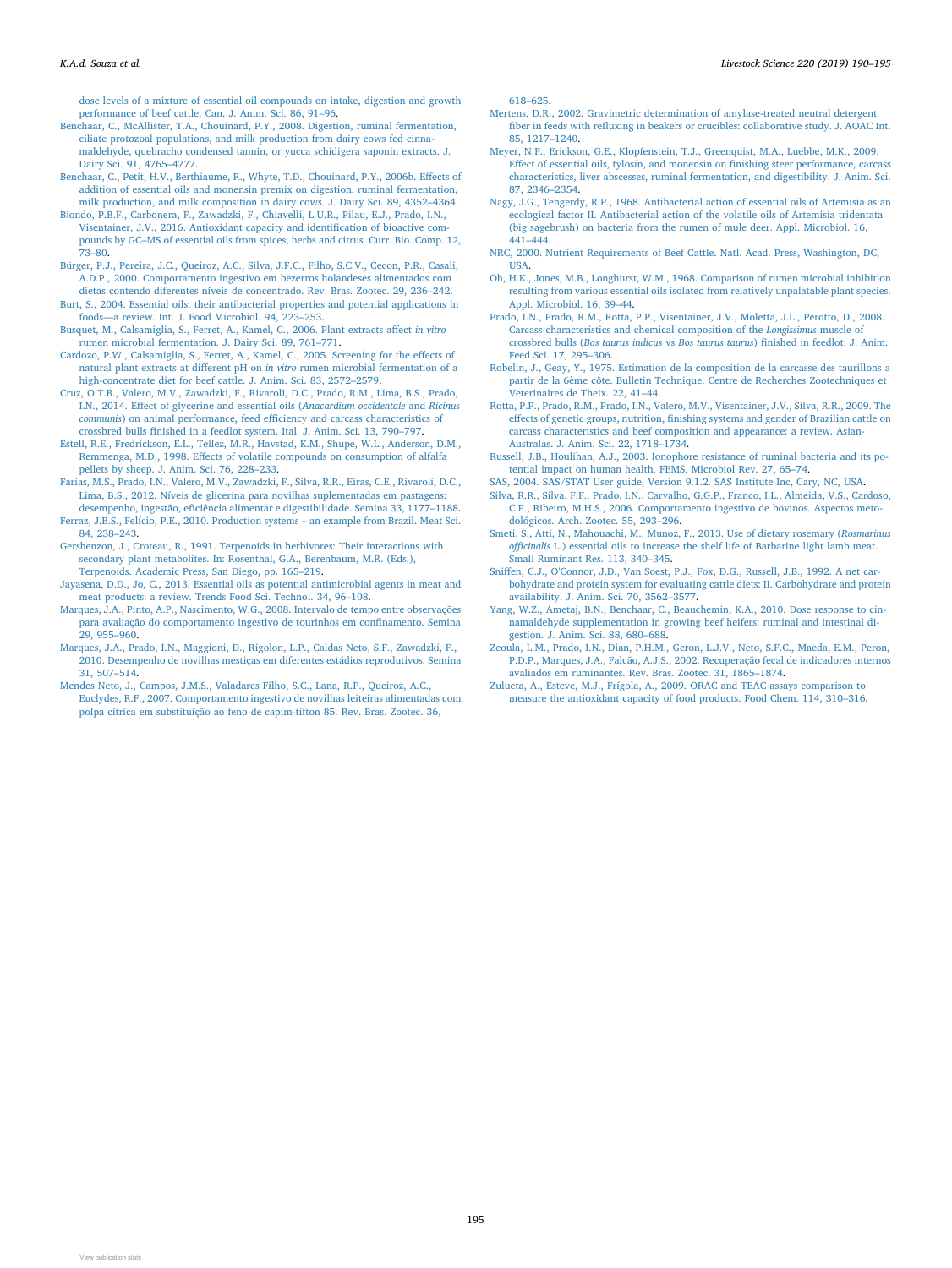dose levels of a mixture of essential oil compounds on intake, digestion and growth performance of beef cattle. Can. J. Anim. Sci. 86, 91–96.

Benchaar, C., McAllister, T.A., Chouinard, P.Y., 2008. Digestion, ruminal fermentation, ciliate protozoal populations, and milk production from dairy cows fed cinnamaldehyde, quebracho condensed tannin, or yucca schidigera saponin extracts. J. Dairy Sci. 91, 4765–4777.

Benchaar, C., Petit, H.V., Berthiaume, R., Whyte, T.D., Chouinard, P.Y., 2006b. Effects of addition of essential oils and monensin premix on digestion, ruminal fermentation, milk production, and milk composition in dairy cows. J. Dairy Sci. 89, 4352–4364.

Biondo, P.B.F., Carbonera, F., Zawadzki, F., Chiavelli, L.U.R., Pilau, E.J., Prado, I.N., Visentainer, J.V., 2016. Antioxidant capacity and identification of bioactive compounds by GC–MS of essential oils from spices, herbs and citrus. Curr. Bio. Comp. 12, 73–80.

Bürger, P.J., Pereira, J.C., Queiroz, A.C., Silva, J.F.C., Filho, S.C.V., Cecon, P.R., Casali, A.D.P., 2000. Comportamento ingestivo em bezerros holandeses alimentados com dietas contendo diferentes níveis de concentrado. Rev. Bras. Zootec. 29, 236–242.

Burt, S., 2004. Essential oils: their antibacterial properties and potential applications in foods—a review. Int. J. Food Microbiol. 94, 223–253.

Busquet, M., Calsamiglia, S., Ferret, A., Kamel, C., 2006. Plant extracts affect *in vitro* rumen microbial fermentation. J. Dairy Sci. 89, 761–771.

Cardozo, P.W., Calsamiglia, S., Ferret, A., Kamel, C., 2005. Screening for the effects of natural plant extracts at different pH on *in vitro* rumen microbial fermentation of a high-concentrate diet for beef cattle. J. Anim. Sci. 83, 2572–2579.

Cruz, O.T.B., Valero, M.V., Zawadzki, F., Rivaroli, D.C., Prado, R.M., Lima, B.S., Prado, I.N., 2014. Effect of glycerine and essential oils (*Anacardium occidentale* and *Ricinus communis*) on animal performance, feed efficiency and carcass characteristics of crossbred bulls finished in a feedlot system. Ital. J. Anim. Sci. 13, 790–797.

Estell, R.E., Fredrickson, E.L., Tellez, M.R., Havstad, K.M., Shupe, W.L., Anderson, D.M., Remmenga, M.D., 1998. Effects of volatile compounds on consumption of alfalfa pellets by sheep. J. Anim. Sci. 76, 228–233.

Farias, M.S., Prado, I.N., Valero, M.V., Zawadzki, F., Silva, R.R., Eiras, C.E., Rivaroli, D.C., Lima, B.S., 2012. Níveis de glicerina para novilhas suplementadas em pastagens: desempenho, ingestão, eficiência alimentar e digestibilidade. Semina 33, 1177–1188.

Ferraz, J.B.S., Felício, P.E., 2010. Production systems – an example from Brazil. Meat Sci. 84, 238–243.

Gershenzon, J., Croteau, R., 1991. Terpenoids in herbivores: Their interactions with secondary plant metabolites. In: Rosenthal, G.A., Berenbaum, M.R. (Eds.), Terpenoids. Academic Press, San Diego, pp. 165–219.

Jayasena, D.D., Jo, C., 2013. Essential oils as potential antimicrobial agents in meat and meat products: a review. Trends Food Sci. Technol. 34, 96–108.

Marques, J.A., Pinto, A.P., Nascimento, W.G., 2008. Intervalo de tempo entre observações para avaliação do comportamento ingestivo de tourinhos em confinamento. Semina 29, 955–960.

Marques, J.A., Prado, I.N., Maggioni, D., Rigolon, L.P., Caldas Neto, S.F., Zawadzki, F., 2010. Desempenho de novilhas mestiças em diferentes estádios reprodutivos. Semina 31, 507–514.

Mendes Neto, J., Campos, J.M.S., Valadares Filho, S.C., Lana, R.P., Queiroz, A.C., Euclydes, R.F., 2007. Comportamento ingestivo de novilhas leiteiras alimentadas com polpa cítrica em substituição ao feno de capim-tifton 85. Rev. Bras. Zootec. 36, 618–625.

Mertens, D.R., 2002. Gravimetric determination of amylase-treated neutral detergent fiber in feeds with refluxing in beakers or crucibles: collaborative study. J. AOAC Int. 85, 1217–1240.

Meyer, N.F., Erickson, G.E., Klopfenstein, T.J., Greenquist, M.A., Luebbe, M.K., 2009. Effect of essential oils, tylosin, and monensin on finishing steer performance, carcass characteristics, liver abscesses, ruminal fermentation, and digestibility. J. Anim. Sci. 87, 2346–2354.

Nagy, J.G., Tengerdy, R.P., 1968. Antibacterial action of essential oils of Artemisia as an ecological factor II. Antibacterial action of the volatile oils of Artemisia tridentata (big sagebrush) on bacteria from the rumen of mule deer. Appl. Microbiol. 16, 441–444.

NRC, 2000. Nutrient Requirements of Beef Cattle. Natl. Acad. Press, Washington, DC, USA.

Oh, H.K., Jones, M.B., Longhurst, W.M., 1968. Comparison of rumen microbial inhibition resulting from various essential oils isolated from relatively unpalatable plant species. Appl. Microbiol. 16, 39–44.

Prado, I.N., Prado, R.M., Rotta, P.P., Visentainer, J.V., Moletta, J.L., Perotto, D., 2008. Carcass characteristics and chemical composition of the *Longissimus* muscle of crossbred bulls (*Bos taurus indicus* vs *Bos taurus taurus*) finished in feedlot. J. Anim. Feed Sci. 17, 295–306.

Robelin, J., Geay, Y., 1975. Estimation de la composition de la carcasse des taurillons a partir de la 6ème côte. Bulletin Technique. Centre de Recherches Zootechniques et Veterinaires de Theix. 22, 41–44.

Rotta, P.P., Prado, R.M., Prado, I.N., Valero, M.V., Visentainer, J.V., Silva, R.R., 2009. The effects of genetic groups, nutrition, finishing systems and gender of Brazilian cattle on carcass characteristics and beef composition and appearance: a review. Asian-Australas. J. Anim. Sci. 22, 1718–1734.

Russell, J.B., Houlihan, A.J., 2003. Ionophore resistance of ruminal bacteria and its potential impact on human health. FEMS. Microbiol Rev. 27, 65–74.

SAS, 2004. SAS/STAT User guide, Version 9.1.2. SAS Institute Inc, Cary, NC, USA.

Silva, R.R., Silva, F.F., Prado, I.N., Carvalho, G.G.P., Franco, I.L., Almeida, V.S., Cardoso, C.P., Ribeiro, M.H.S., 2006. Comportamento ingestivo de bovinos. Aspectos metodológicos. Arch. Zootec. 55, 293–296.

Smeti, S., Atti, N., Mahouachi, M., Munoz, F., 2013. Use of dietary rosemary (*Rosmarinus officinalis* L.) essential oils to increase the shelf life of Barbarine light lamb meat. Small Ruminant Res. 113, 340–345.

Sniffen, C.J., O'Connor, J.D., Van Soest, P.J., Fox, D.G., Russell, J.B., 1992. A net carbohydrate and protein system for evaluating cattle diets: II. Carbohydrate and protein availability. J. Anim. Sci. 70, 3562–3577.

Yang, W.Z., Ametaj, B.N., Benchaar, C., Beauchemin, K.A., 2010. Dose response to cinnamaldehyde supplementation in growing beef heifers: ruminal and intestinal digestion. J. Anim. Sci. 88, 680–688.

Zeoula, L.M., Prado, I.N., Dian, P.H.M., Geron, L.J.V., Neto, S.F.C., Maeda, E.M., Peron, P.D.P., Marques, J.A., Falcão, A.J.S., 2002. Recuperação fecal de indicadores internos avaliados em ruminantes. Rev. Bras. Zootec. 31, 1865–1874.

Zulueta, A., Esteve, M.J., Frígola, A., 2009. ORAC and TEAC assays comparison to measure the antioxidant capacity of food products. Food Chem. 114, 310–316.